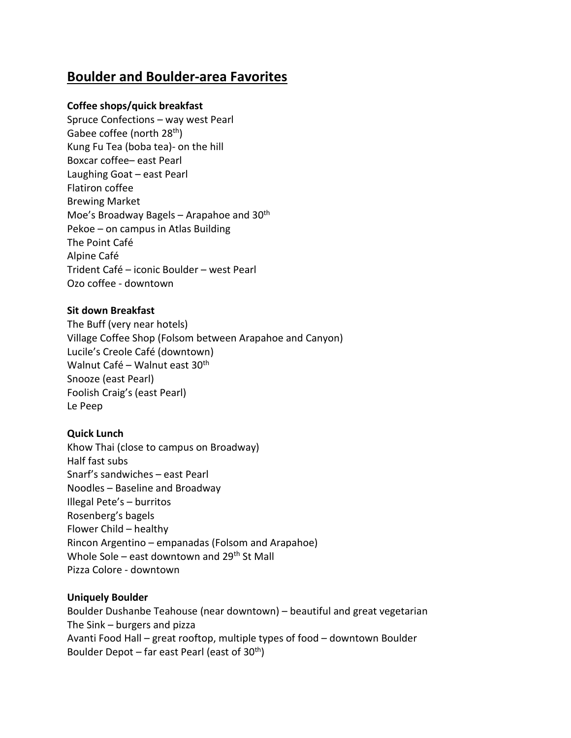# Boulder and Boulder-area Favorites

**Coffee shops/quick breakfast**

Spruce Confections – way west Pearl
Gabee coffee (north 28th)
Kung Fu Tea (boba tea)- on the hill
Boxcar coffee– east Pearl
Laughing Goat – east Pearl
Flatiron coffee
Brewing Market
Moe's Broadway Bagels – Arapahoe and 30th
Pekoe – on campus in Atlas Building
The Point Café
Alpine Café
Trident Café – iconic Boulder – west Pearl
Ozo coffee - downtown

**Sit down Breakfast**

The Buff (very near hotels)
Village Coffee Shop (Folsom between Arapahoe and Canyon)
Lucile's Creole Café (downtown)
Walnut Café – Walnut east 30th
Snooze (east Pearl)
Foolish Craig's (east Pearl)
Le Peep

**Quick Lunch**

Khow Thai (close to campus on Broadway)
Half fast subs
Snarf's sandwiches – east Pearl
Noodles – Baseline and Broadway
Illegal Pete's – burritos
Rosenberg's bagels
Flower Child – healthy
Rincon Argentino – empanadas (Folsom and Arapahoe)
Whole Sole – east downtown and 29th St Mall
Pizza Colore - downtown

**Uniquely Boulder**

Boulder Dushanbe Teahouse (near downtown) – beautiful and great vegetarian
The Sink – burgers and pizza
Avanti Food Hall – great rooftop, multiple types of food – downtown Boulder
Boulder Depot – far east Pearl (east of 30th)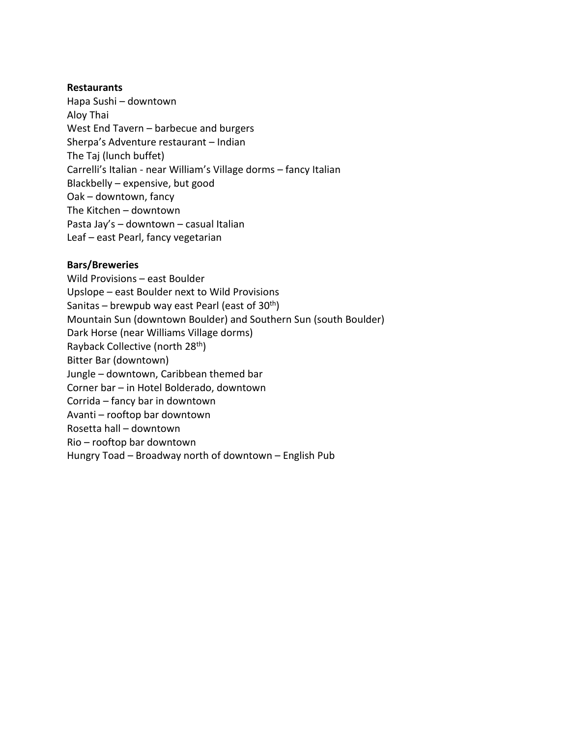**Restaurants**

Hapa Sushi – downtown
Aloy Thai
West End Tavern – barbecue and burgers
Sherpa's Adventure restaurant – Indian
The Taj (lunch buffet)
Carrelli's Italian - near William's Village dorms – fancy Italian
Blackbelly – expensive, but good
Oak – downtown, fancy
The Kitchen – downtown
Pasta Jay's – downtown – casual Italian
Leaf – east Pearl, fancy vegetarian

**Bars/Breweries**

Wild Provisions – east Boulder
Upslope – east Boulder next to Wild Provisions
Sanitas – brewpub way east Pearl (east of 30th)
Mountain Sun (downtown Boulder) and Southern Sun (south Boulder)
Dark Horse (near Williams Village dorms)
Rayback Collective (north 28th)
Bitter Bar (downtown)
Jungle – downtown, Caribbean themed bar
Corner bar – in Hotel Bolderado, downtown
Corrida – fancy bar in downtown
Avanti – rooftop bar downtown
Rosetta hall – downtown
Rio – rooftop bar downtown
Hungry Toad – Broadway north of downtown – English Pub